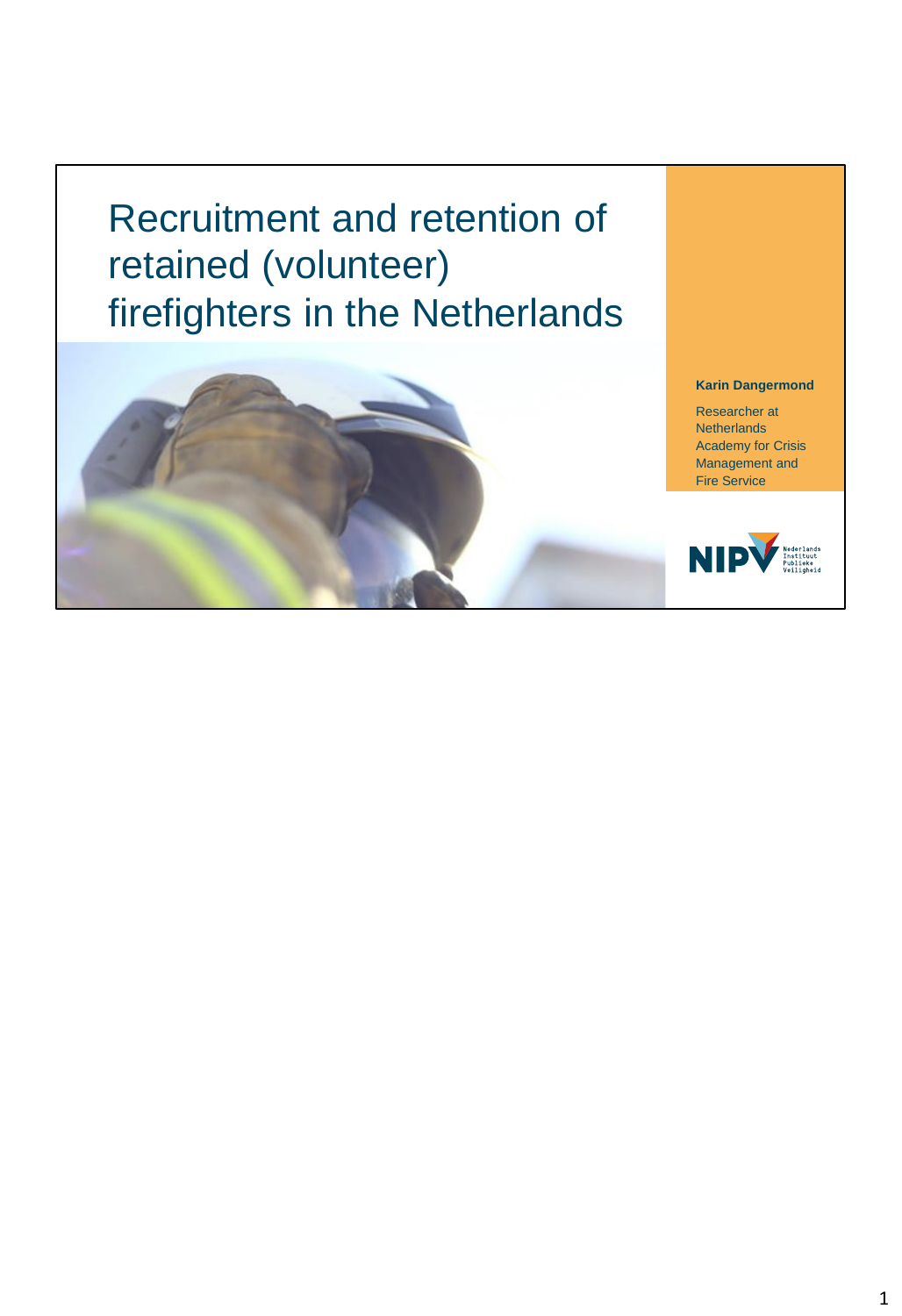# Recruitment and retention of retained (volunteer) firefighters in the Netherlands

**Karin Dangermond**

Researcher at Netherlands Academy for Crisis Management and Fire Service

NIPV Nederlands Instituut Publieke Veiligheid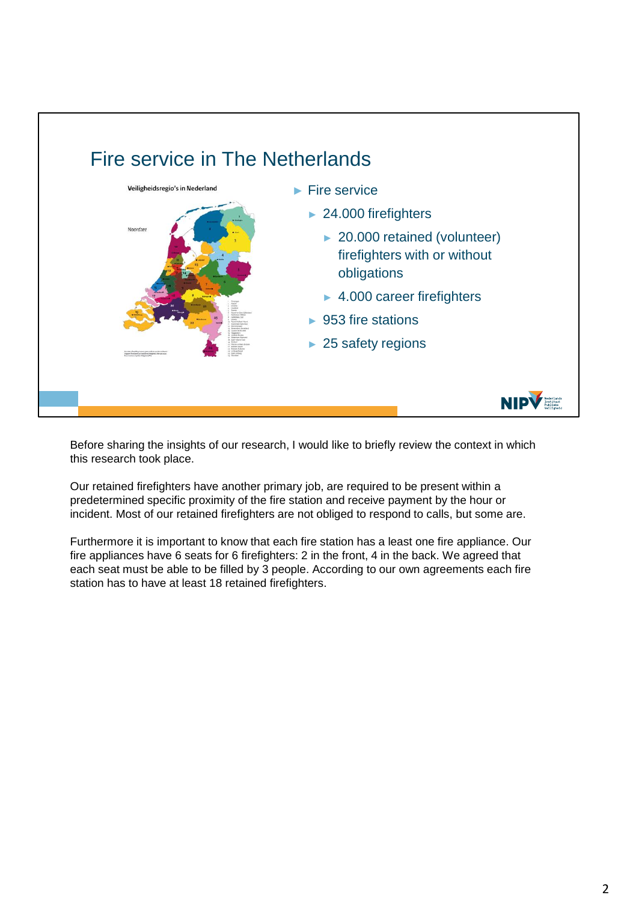# Fire service in The Netherlands

Veiligheidsregio's in Nederland

- Fire service
  - 24.000 firefighters
    - 20.000 retained (volunteer) firefighters with or without obligations
    - 4.000 career firefighters
  - 953 fire stations
  - 25 safety regions

Before sharing the insights of our research, I would like to briefly review the context in which this research took place.

Our retained firefighters have another primary job, are required to be present within a predetermined specific proximity of the fire station and receive payment by the hour or incident. Most of our retained firefighters are not obliged to respond to calls, but some are.

Furthermore it is important to know that each fire station has a least one fire appliance. Our fire appliances have 6 seats for 6 firefighters: 2 in the front, 4 in the back. We agreed that each seat must be able to be filled by 3 people. According to our own agreements each fire station has to have at least 18 retained firefighters.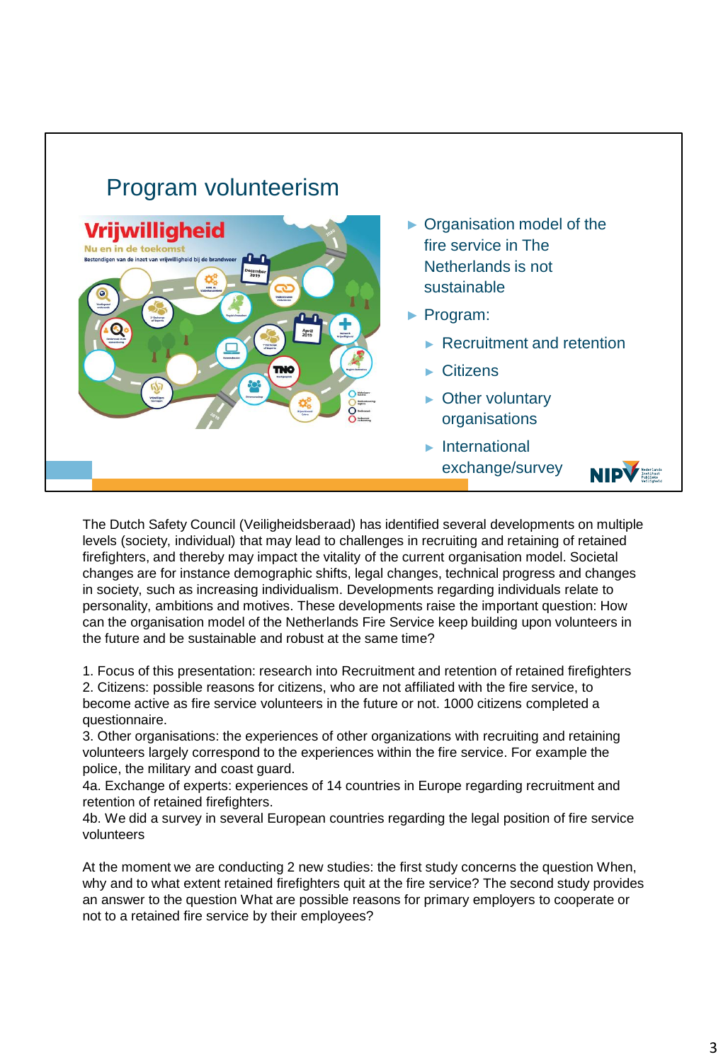## Program volunteerism

- Organisation model of the fire service in The Netherlands is not sustainable
- Program:
  - Recruitment and retention
  - Citizens
  - Other voluntary organisations
  - International exchange/survey

The Dutch Safety Council (Veiligheidsberaad) has identified several developments on multiple levels (society, individual) that may lead to challenges in recruiting and retaining of retained firefighters, and thereby may impact the vitality of the current organisation model. Societal changes are for instance demographic shifts, legal changes, technical progress and changes in society, such as increasing individualism. Developments regarding individuals relate to personality, ambitions and motives. These developments raise the important question: How can the organisation model of the Netherlands Fire Service keep building upon volunteers in the future and be sustainable and robust at the same time?

1. Focus of this presentation: research into Recruitment and retention of retained firefighters
2. Citizens: possible reasons for citizens, who are not affiliated with the fire service, to become active as fire service volunteers in the future or not. 1000 citizens completed a questionnaire.
3. Other organisations: the experiences of other organizations with recruiting and retaining volunteers largely correspond to the experiences within the fire service. For example the police, the military and coast guard.
4a. Exchange of experts: experiences of 14 countries in Europe regarding recruitment and retention of retained firefighters.
4b. We did a survey in several European countries regarding the legal position of fire service volunteers

At the moment we are conducting 2 new studies: the first study concerns the question When, why and to what extent retained firefighters quit at the fire service? The second study provides an answer to the question What are possible reasons for primary employers to cooperate or not to a retained fire service by their employees?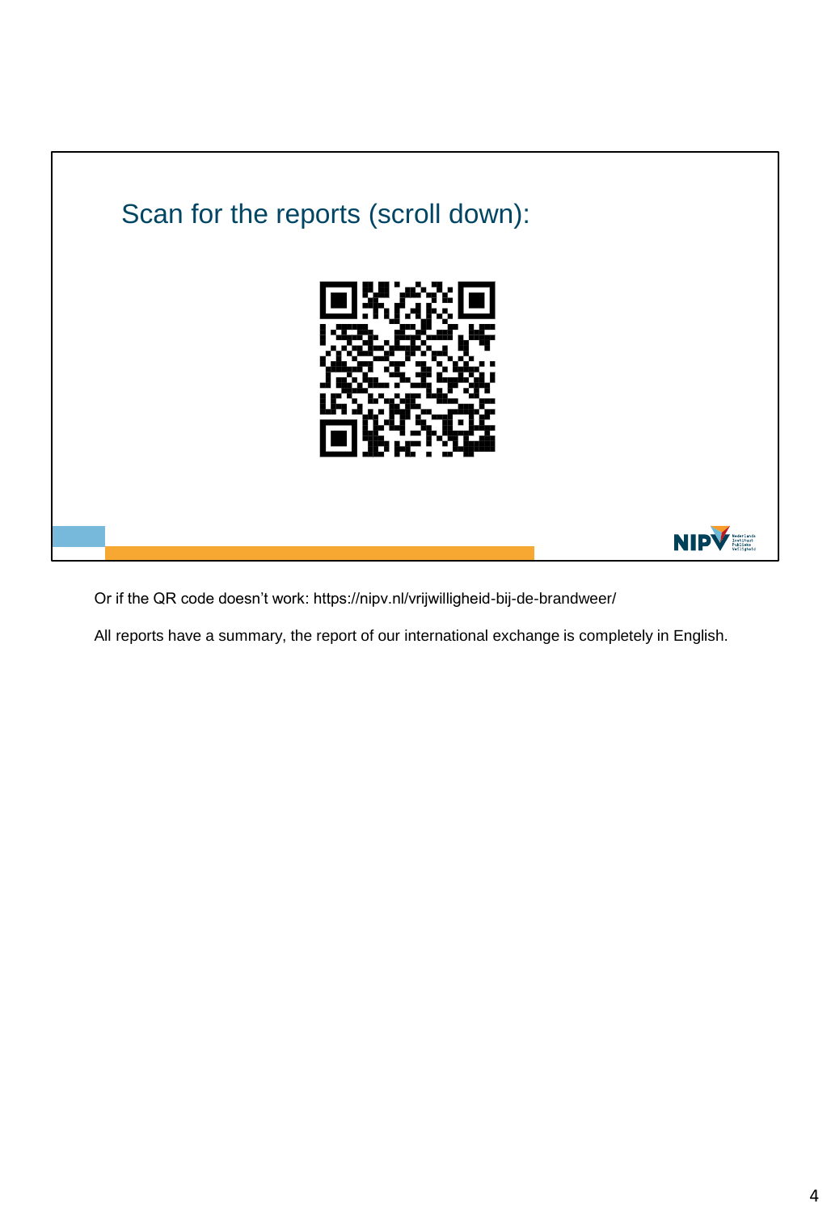## Scan for the reports (scroll down):

NIPV Nederlands Instituut Publieke Veiligheid

Or if the QR code doesn't work: https://nipv.nl/vrijwilligheid-bij-de-brandweer/

All reports have a summary, the report of our international exchange is completely in English.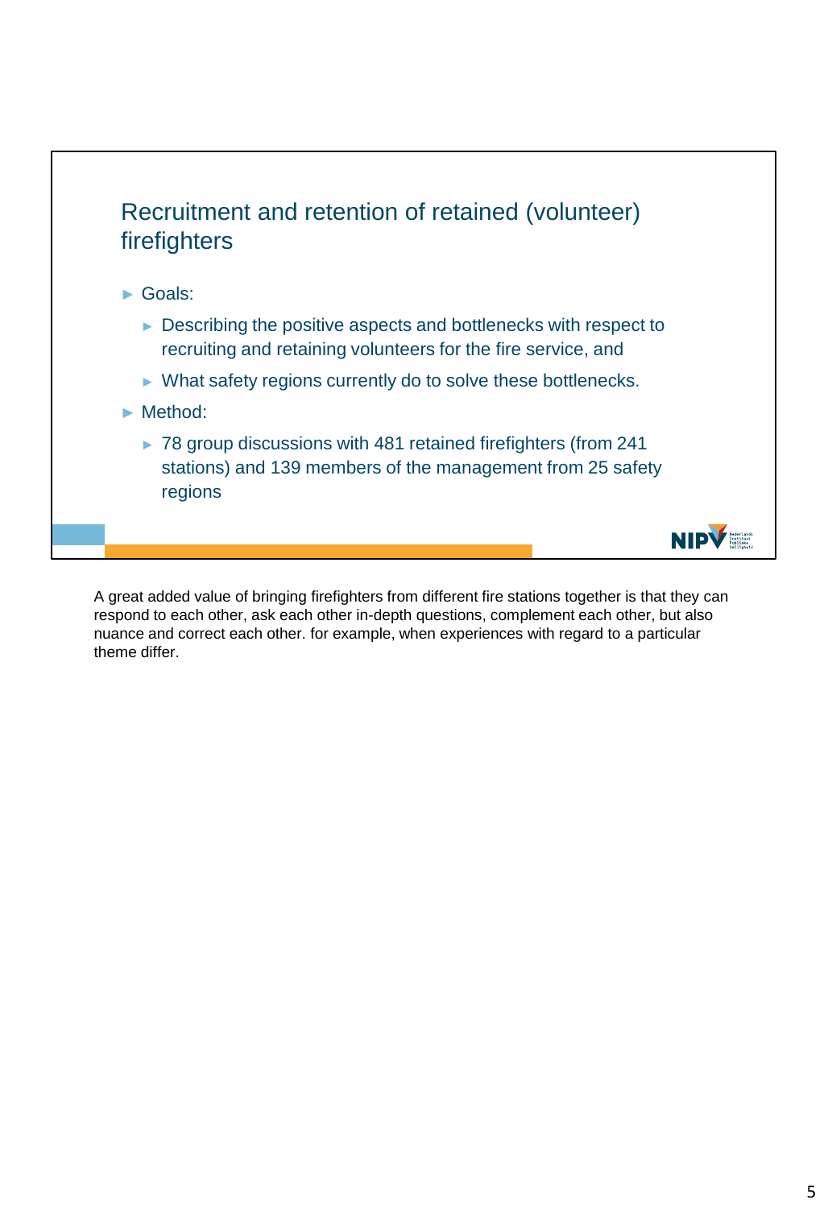## Recruitment and retention of retained (volunteer) firefighters

- Goals:
  - Describing the positive aspects and bottlenecks with respect to recruiting and retaining volunteers for the fire service, and
  - What safety regions currently do to solve these bottlenecks.
- Method:
  - 78 group discussions with 481 retained firefighters (from 241 stations) and 139 members of the management from 25 safety regions

A great added value of bringing firefighters from different fire stations together is that they can respond to each other, ask each other in-depth questions, complement each other, but also nuance and correct each other. for example, when experiences with regard to a particular theme differ.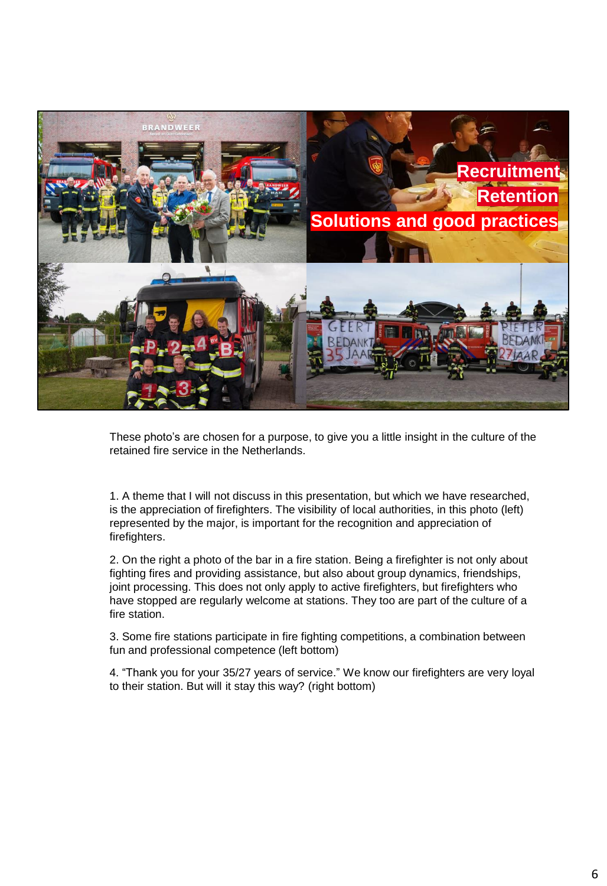These photo's are chosen for a purpose, to give you a little insight in the culture of the retained fire service in the Netherlands.

1. A theme that I will not discuss in this presentation, but which we have researched, is the appreciation of firefighters. The visibility of local authorities, in this photo (left) represented by the major, is important for the recognition and appreciation of firefighters.

2. On the right a photo of the bar in a fire station. Being a firefighter is not only about fighting fires and providing assistance, but also about group dynamics, friendships, joint processing. This does not only apply to active firefighters, but firefighters who have stopped are regularly welcome at stations. They too are part of the culture of a fire station.

3. Some fire stations participate in fire fighting competitions, a combination between fun and professional competence (left bottom)

4. "Thank you for your 35/27 years of service." We know our firefighters are very loyal to their station. But will it stay this way? (right bottom)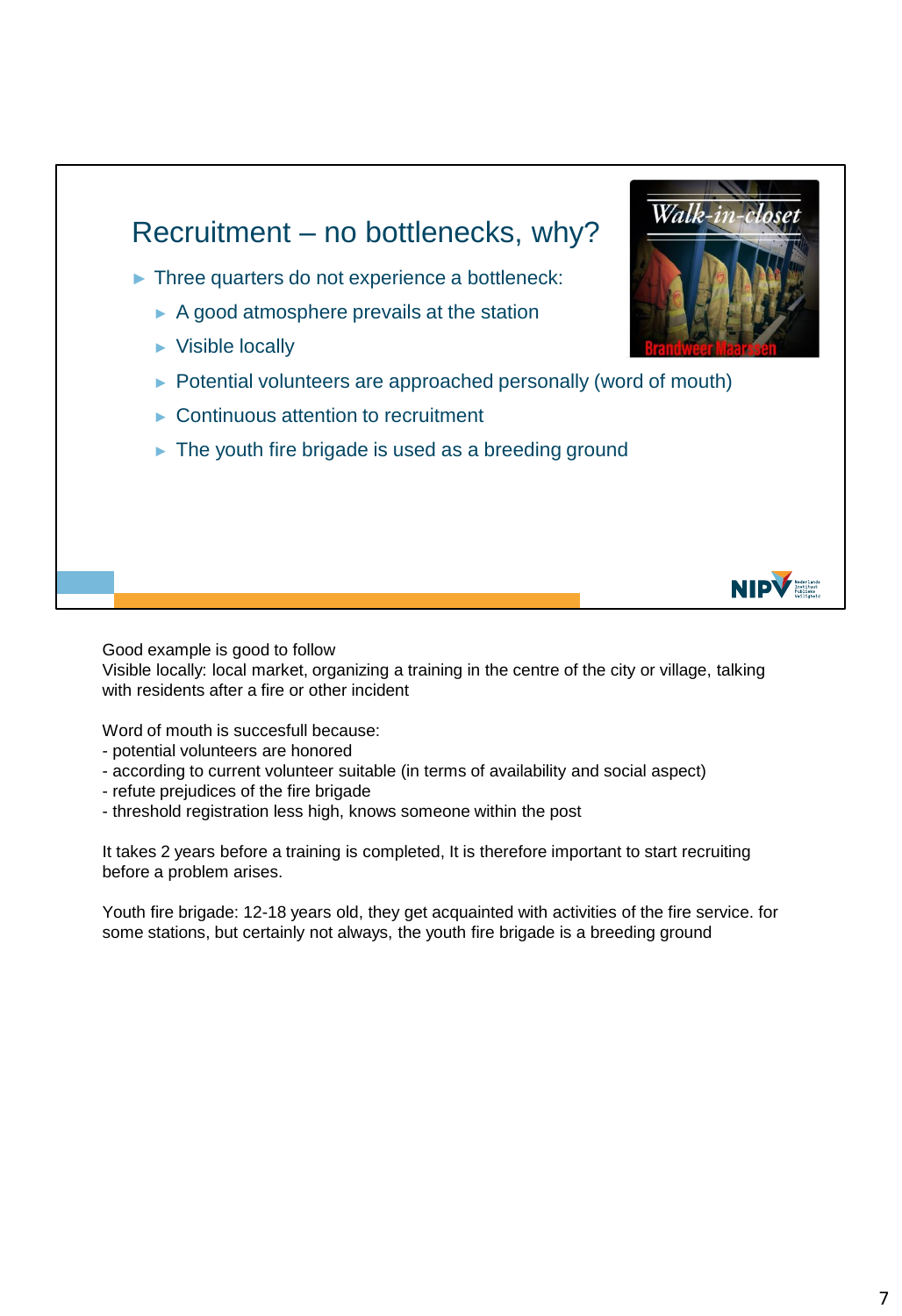## Recruitment – no bottlenecks, why?

- Three quarters do not experience a bottleneck:
  - A good atmosphere prevails at the station
  - Visible locally
  - Potential volunteers are approached personally (word of mouth)
  - Continuous attention to recruitment
  - The youth fire brigade is used as a breeding ground

Walk-in-closet

Brandweer Maarssen

NIPV

Good example is good to follow
Visible locally: local market, organizing a training in the centre of the city or village, talking with residents after a fire or other incident

Word of mouth is succesfull because:
- potential volunteers are honored
- according to current volunteer suitable (in terms of availability and social aspect)
- refute prejudices of the fire brigade
- threshold registration less high, knows someone within the post

It takes 2 years before a training is completed, It is therefore important to start recruiting before a problem arises.

Youth fire brigade: 12-18 years old, they get acquainted with activities of the fire service. for some stations, but certainly not always, the youth fire brigade is a breeding ground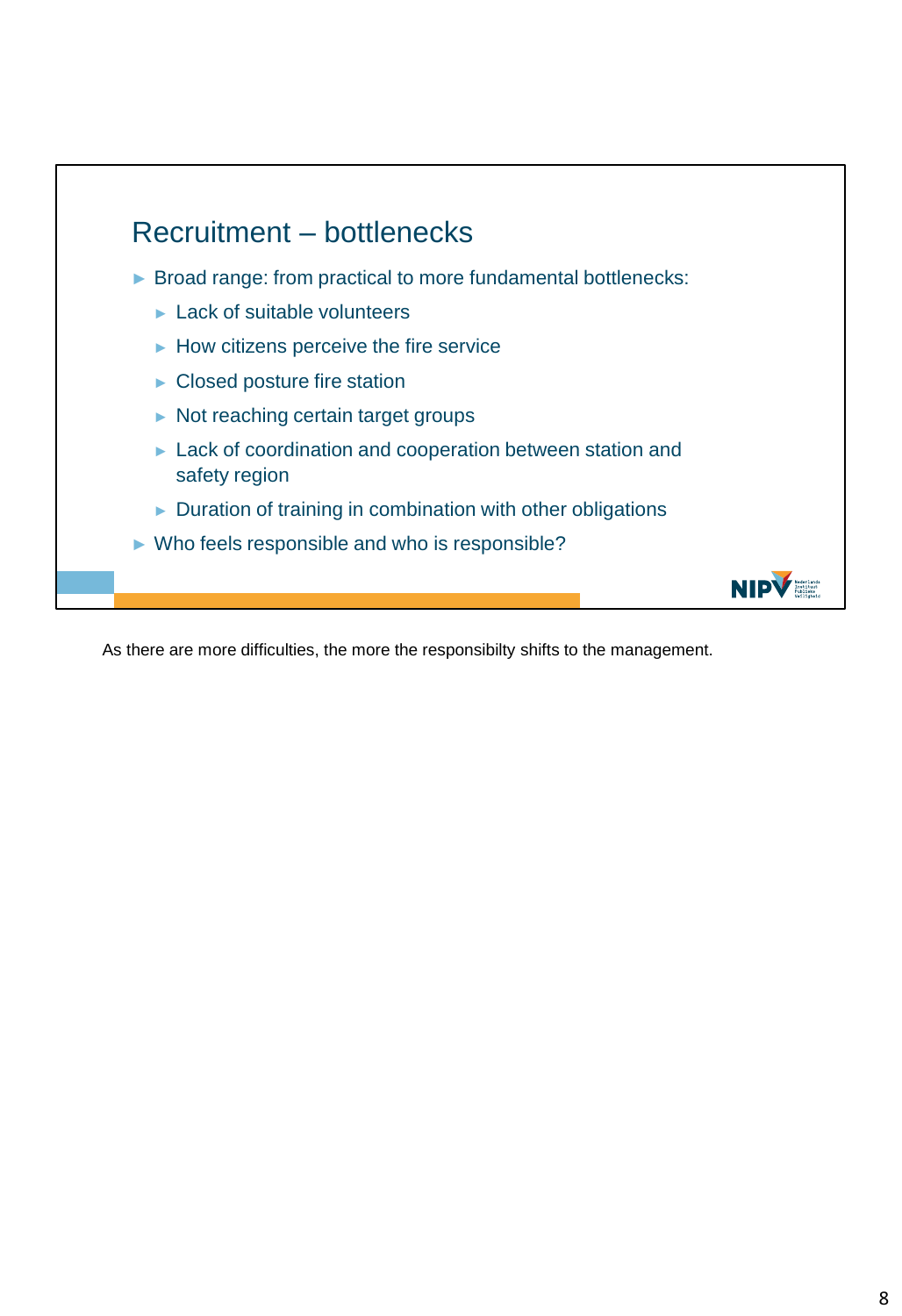## Recruitment – bottlenecks

- Broad range: from practical to more fundamental bottlenecks:
  - Lack of suitable volunteers
  - How citizens perceive the fire service
  - Closed posture fire station
  - Not reaching certain target groups
  - Lack of coordination and cooperation between station and safety region
  - Duration of training in combination with other obligations
- Who feels responsible and who is responsible?

As there are more difficulties, the more the responsibilty shifts to the management.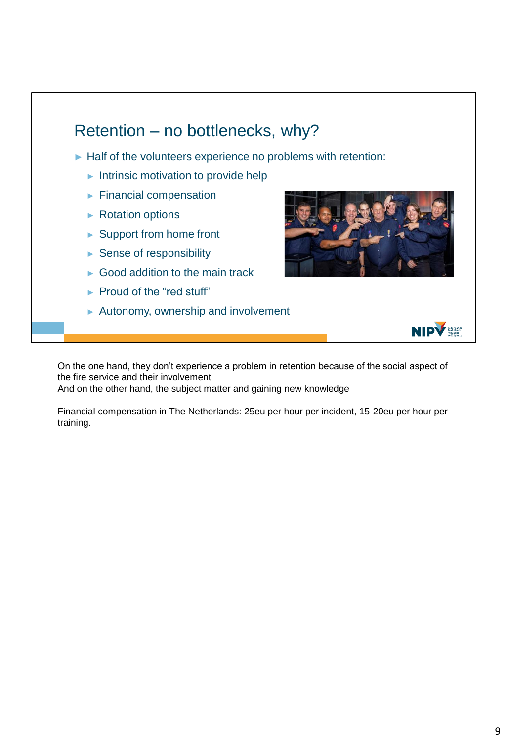## Retention – no bottlenecks, why?

- Half of the volunteers experience no problems with retention:
  - Intrinsic motivation to provide help
  - Financial compensation
  - Rotation options
  - Support from home front
  - Sense of responsibility
  - Good addition to the main track
  - Proud of the "red stuff"
  - Autonomy, ownership and involvement

On the one hand, they don't experience a problem in retention because of the social aspect of the fire service and their involvement
And on the other hand, the subject matter and gaining new knowledge

Financial compensation in The Netherlands: 25eu per hour per incident, 15-20eu per hour per training.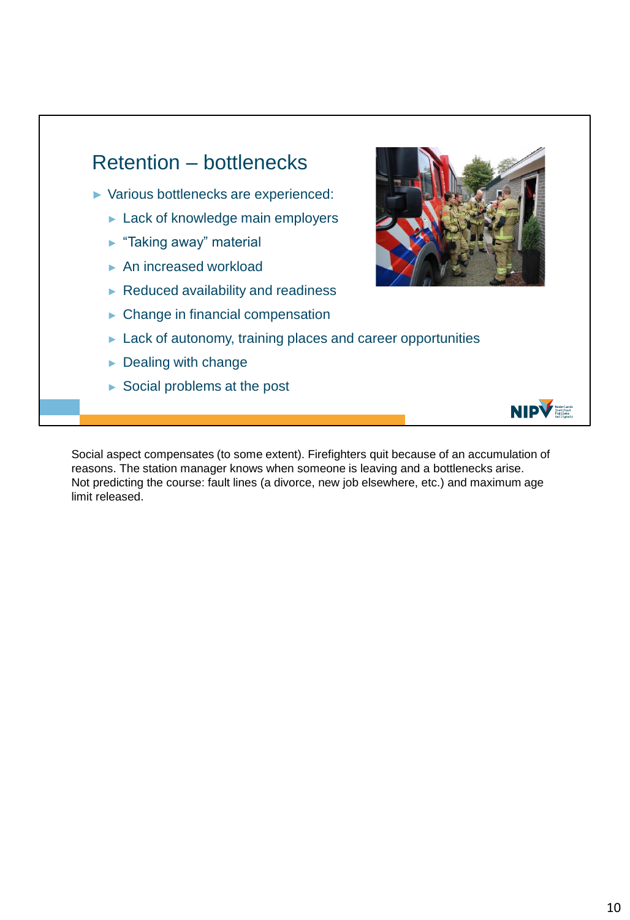## Retention – bottlenecks

- Various bottlenecks are experienced:
  - Lack of knowledge main employers
  - “Taking away” material
  - An increased workload
  - Reduced availability and readiness
  - Change in financial compensation
  - Lack of autonomy, training places and career opportunities
  - Dealing with change
  - Social problems at the post

Social aspect compensates (to some extent). Firefighters quit because of an accumulation of reasons. The station manager knows when someone is leaving and a bottlenecks arise.
Not predicting the course: fault lines (a divorce, new job elsewhere, etc.) and maximum age limit released.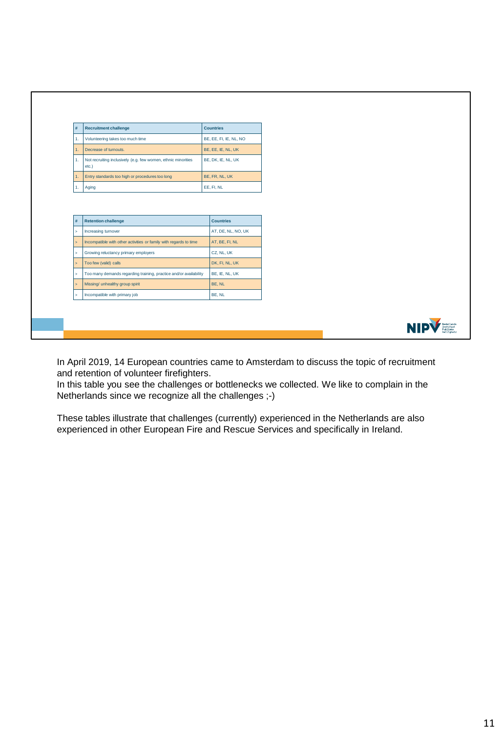| # | Recruitment challenge | Countries |
|---|---|---|
| 1. | Volunteering takes too much time | BE, EE, FI, IE, NL, NO |
| 1. | Decrease of turnouts. | BE, EE, IE, NL, UK |
| 1. | Not recruiting inclusively (e.g. few women, ethnic minorities etc.) | BE, DK, IE, NL, UK |
| 1. | Entry standards too high or procedures too long | BE, FR, NL, UK |
| 1. | Aging | EE, FI, NL |

| # | Retention challenge | Countries |
|---|---|---|
| > | Increasing turnover | AT, DE, NL, NO, UK |
| > | Incompatible with other activities or family with regards to time | AT, BE, FI, NL |
| > | Growing reluctancy primary employers | CZ, NL, UK |
| > | Too few (valid) calls | DK, FI, NL, UK |
| > | Too many demands regarding training, practice and/or availability | BE, IE, NL, UK |
| > | Missing/ unhealthy group spirit | BE, NL |
| > | Incompatible with primary job | BE, NL |

NIPV Nederlands Instituut Publieke Veiligheid

In April 2019, 14 European countries came to Amsterdam to discuss the topic of recruitment and retention of volunteer firefighters.
In this table you see the challenges or bottlenecks we collected. We like to complain in the Netherlands since we recognize all the challenges ;-)

These tables illustrate that challenges (currently) experienced in the Netherlands are also experienced in other European Fire and Rescue Services and specifically in Ireland.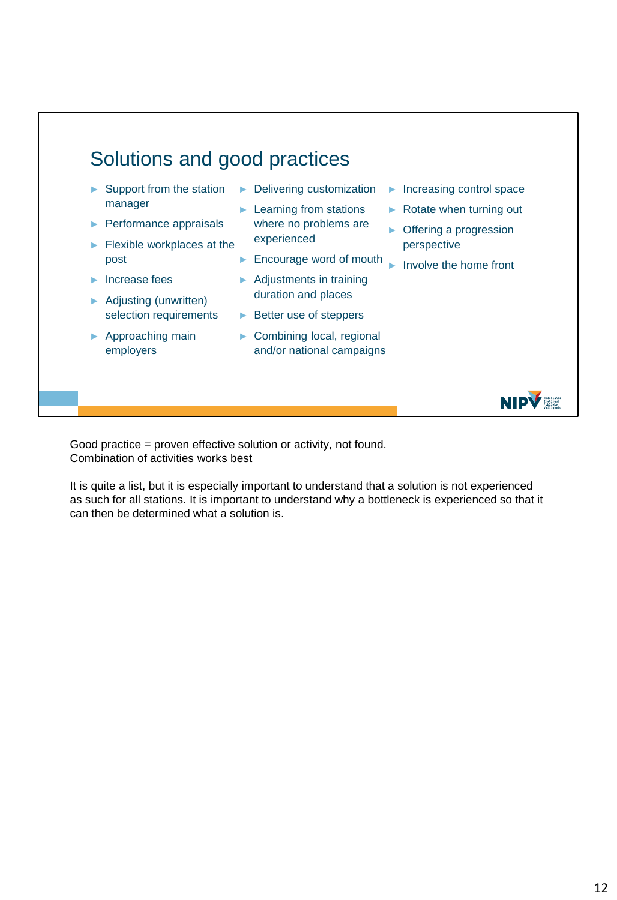## Solutions and good practices

- Support from the station manager
- Performance appraisals
- Flexible workplaces at the post
- Increase fees
- Adjusting (unwritten) selection requirements
- Approaching main employers
- Delivering customization
- Learning from stations where no problems are experienced
- Encourage word of mouth
- Adjustments in training duration and places
- Better use of steppers
- Combining local, regional and/or national campaigns
- Increasing control space
- Rotate when turning out
- Offering a progression perspective
- Involve the home front

Good practice = proven effective solution or activity, not found.
Combination of activities works best

It is quite a list, but it is especially important to understand that a solution is not experienced as such for all stations. It is important to understand why a bottleneck is experienced so that it can then be determined what a solution is.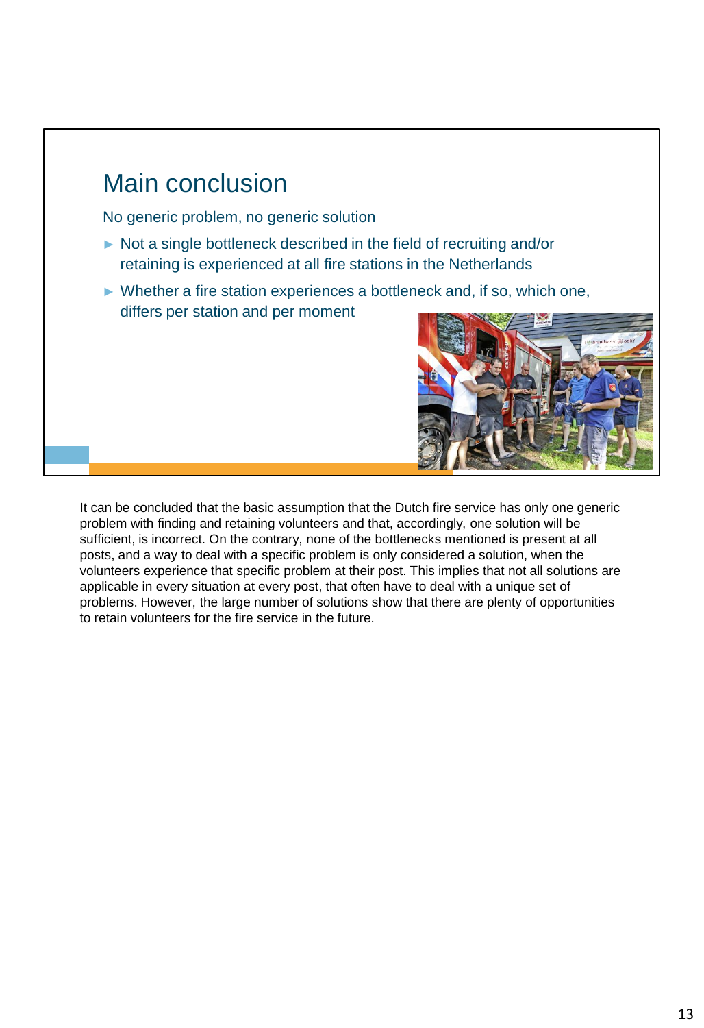## Main conclusion

No generic problem, no generic solution

- Not a single bottleneck described in the field of recruiting and/or retaining is experienced at all fire stations in the Netherlands
- Whether a fire station experiences a bottleneck and, if so, which one, differs per station and per moment

It can be concluded that the basic assumption that the Dutch fire service has only one generic problem with finding and retaining volunteers and that, accordingly, one solution will be sufficient, is incorrect. On the contrary, none of the bottlenecks mentioned is present at all posts, and a way to deal with a specific problem is only considered a solution, when the volunteers experience that specific problem at their post. This implies that not all solutions are applicable in every situation at every post, that often have to deal with a unique set of problems. However, the large number of solutions show that there are plenty of opportunities to retain volunteers for the fire service in the future.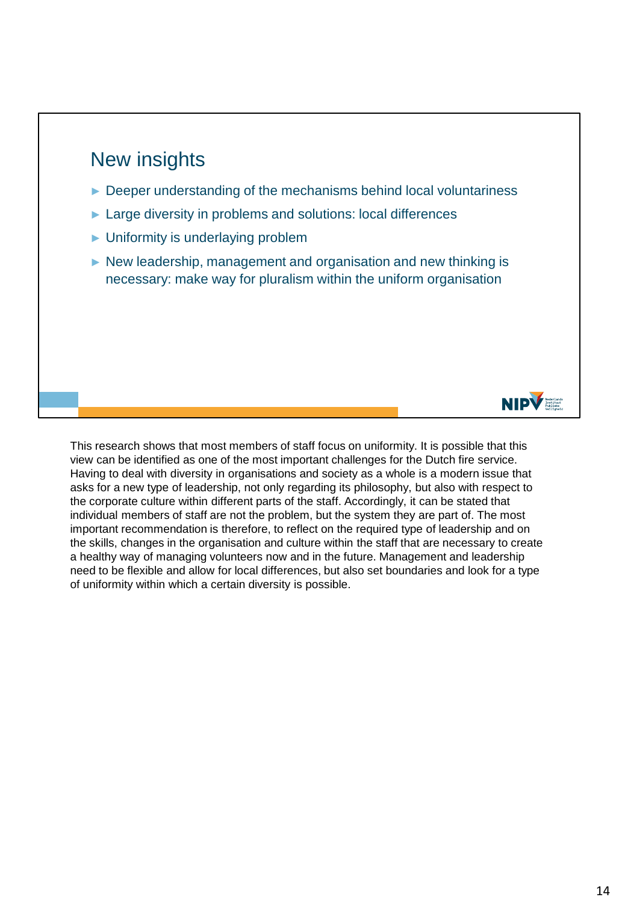## New insights

- Deeper understanding of the mechanisms behind local voluntariness
- Large diversity in problems and solutions: local differences
- Uniformity is underlaying problem
- New leadership, management and organisation and new thinking is necessary: make way for pluralism within the uniform organisation

This research shows that most members of staff focus on uniformity. It is possible that this view can be identified as one of the most important challenges for the Dutch fire service. Having to deal with diversity in organisations and society as a whole is a modern issue that asks for a new type of leadership, not only regarding its philosophy, but also with respect to the corporate culture within different parts of the staff. Accordingly, it can be stated that individual members of staff are not the problem, but the system they are part of. The most important recommendation is therefore, to reflect on the required type of leadership and on the skills, changes in the organisation and culture within the staff that are necessary to create a healthy way of managing volunteers now and in the future. Management and leadership need to be flexible and allow for local differences, but also set boundaries and look for a type of uniformity within which a certain diversity is possible.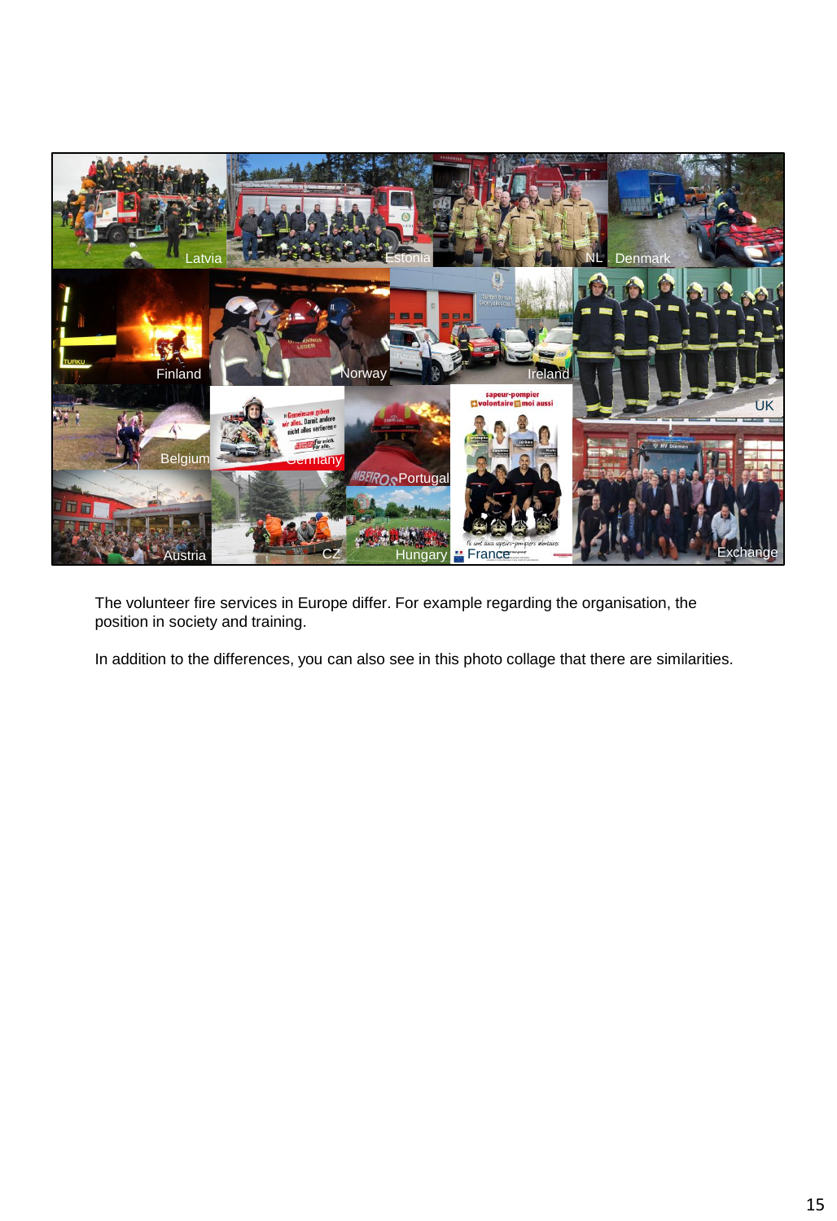The volunteer fire services in Europe differ. For example regarding the organisation, the position in society and training.

In addition to the differences, you can also see in this photo collage that there are similarities.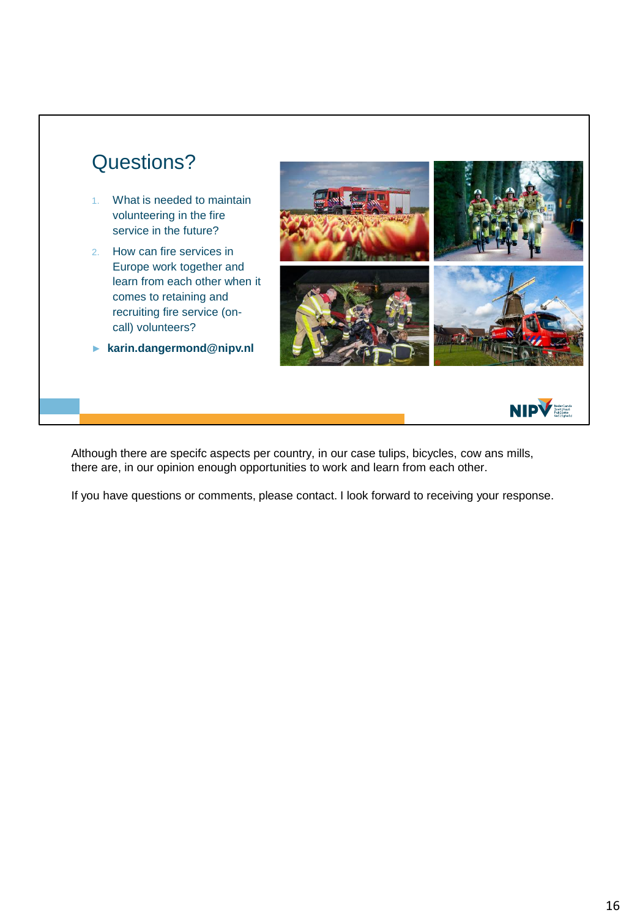## Questions?

1. What is needed to maintain volunteering in the fire service in the future?
2. How can fire services in Europe work together and learn from each other when it comes to retaining and recruiting fire service (on-call) volunteers?

► **karin.dangermond@nipv.nl**

Although there are specifc aspects per country, in our case tulips, bicycles, cow ans mills, there are, in our opinion enough opportunities to work and learn from each other.

If you have questions or comments, please contact. I look forward to receiving your response.